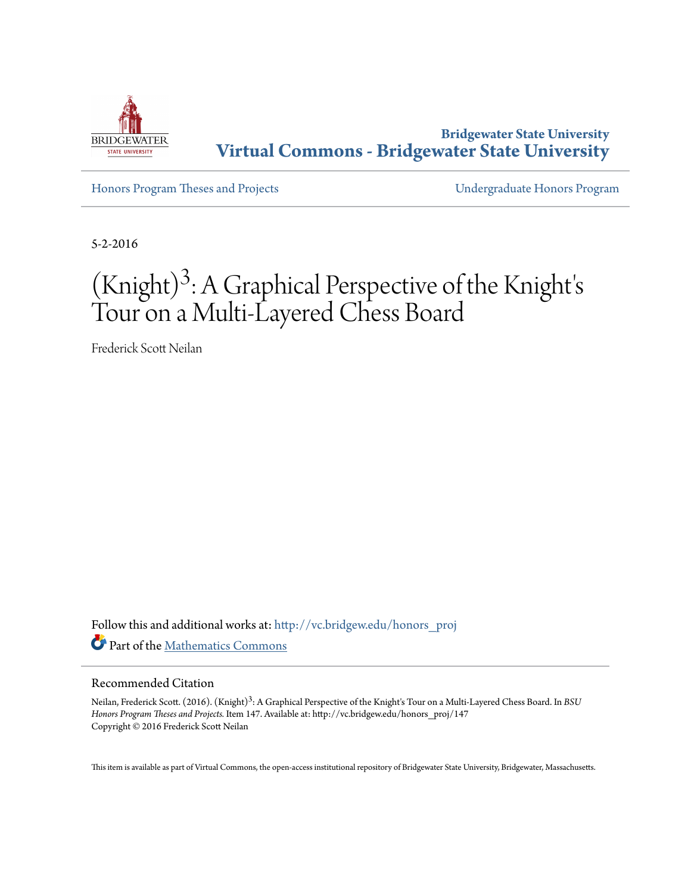Bridgewater State University

**Virtual Commons - Bridgewater State University**

Honors Program Theses and Projects

Undergraduate Honors Program

5-2-2016

# (Knight)$^3$: A Graphical Perspective of the Knight's Tour on a Multi-Layered Chess Board

Frederick Scott Neilan

Follow this and additional works at: http://vc.bridgew.edu/honors_proj

Part of the Mathematics Commons

## Recommended Citation

Neilan, Frederick Scott. (2016). (Knight)$^3$: A Graphical Perspective of the Knight's Tour on a Multi-Layered Chess Board. In *BSU Honors Program Theses and Projects.* Item 147. Available at: http://vc.bridgew.edu/honors_proj/147
Copyright © 2016 Frederick Scott Neilan

This item is available as part of Virtual Commons, the open-access institutional repository of Bridgewater State University, Bridgewater, Massachusetts.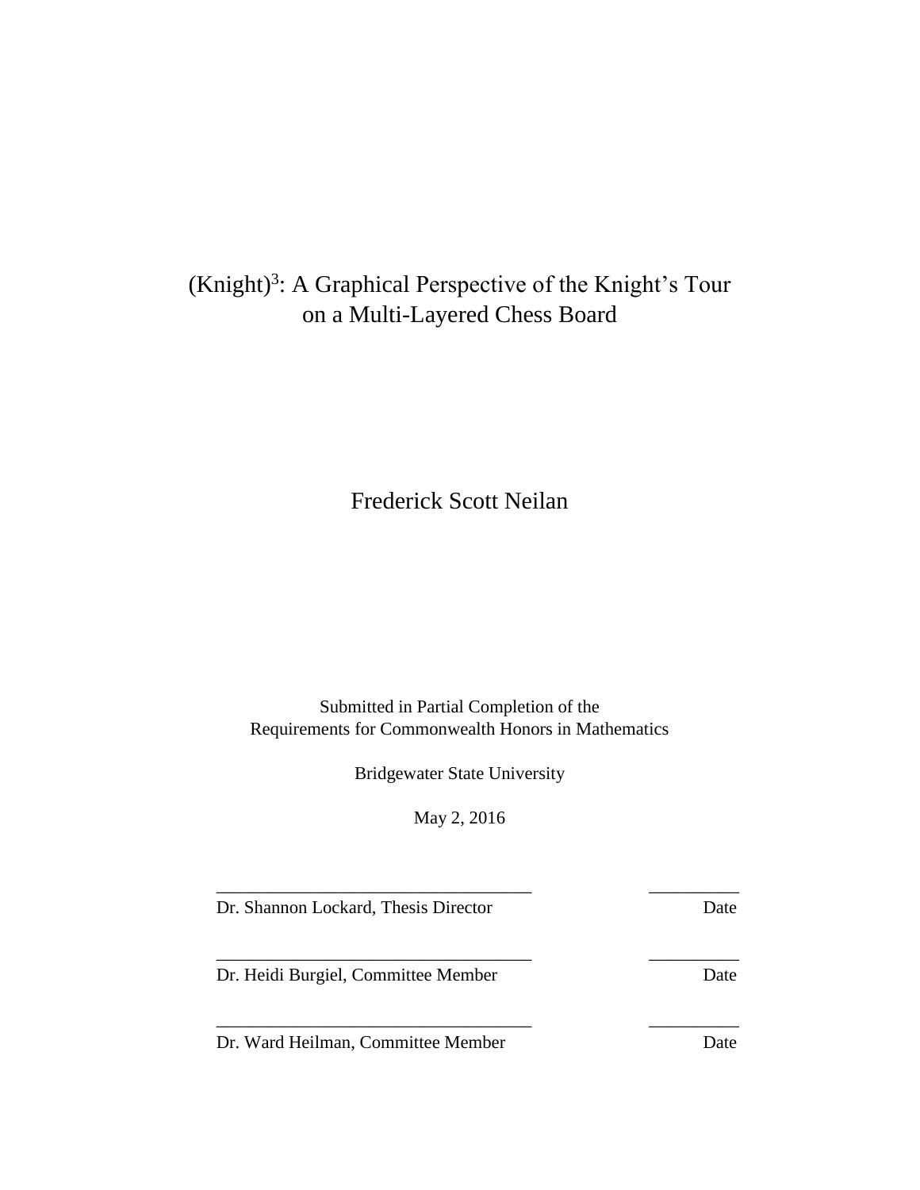# $(\text{Knight})^3$: A Graphical Perspective of the Knight's Tour on a Multi-Layered Chess Board

Frederick Scott Neilan

Submitted in Partial Completion of the
Requirements for Commonwealth Honors in Mathematics

Bridgewater State University

May 2, 2016

\_\_\_\_\_\_\_\_\_\_\_\_\_\_\_\_\_\_\_\_\_\_\_\_\_\_\_\_\_\_\_\_\_\_\_ \_\_\_\_\_\_\_\_\_\_
Dr. Shannon Lockard, Thesis Director Date

\_\_\_\_\_\_\_\_\_\_\_\_\_\_\_\_\_\_\_\_\_\_\_\_\_\_\_\_\_\_\_\_\_\_\_ \_\_\_\_\_\_\_\_\_\_
Dr. Heidi Burgiel, Committee Member Date

\_\_\_\_\_\_\_\_\_\_\_\_\_\_\_\_\_\_\_\_\_\_\_\_\_\_\_\_\_\_\_\_\_\_\_ \_\_\_\_\_\_\_\_\_\_
Dr. Ward Heilman, Committee Member Date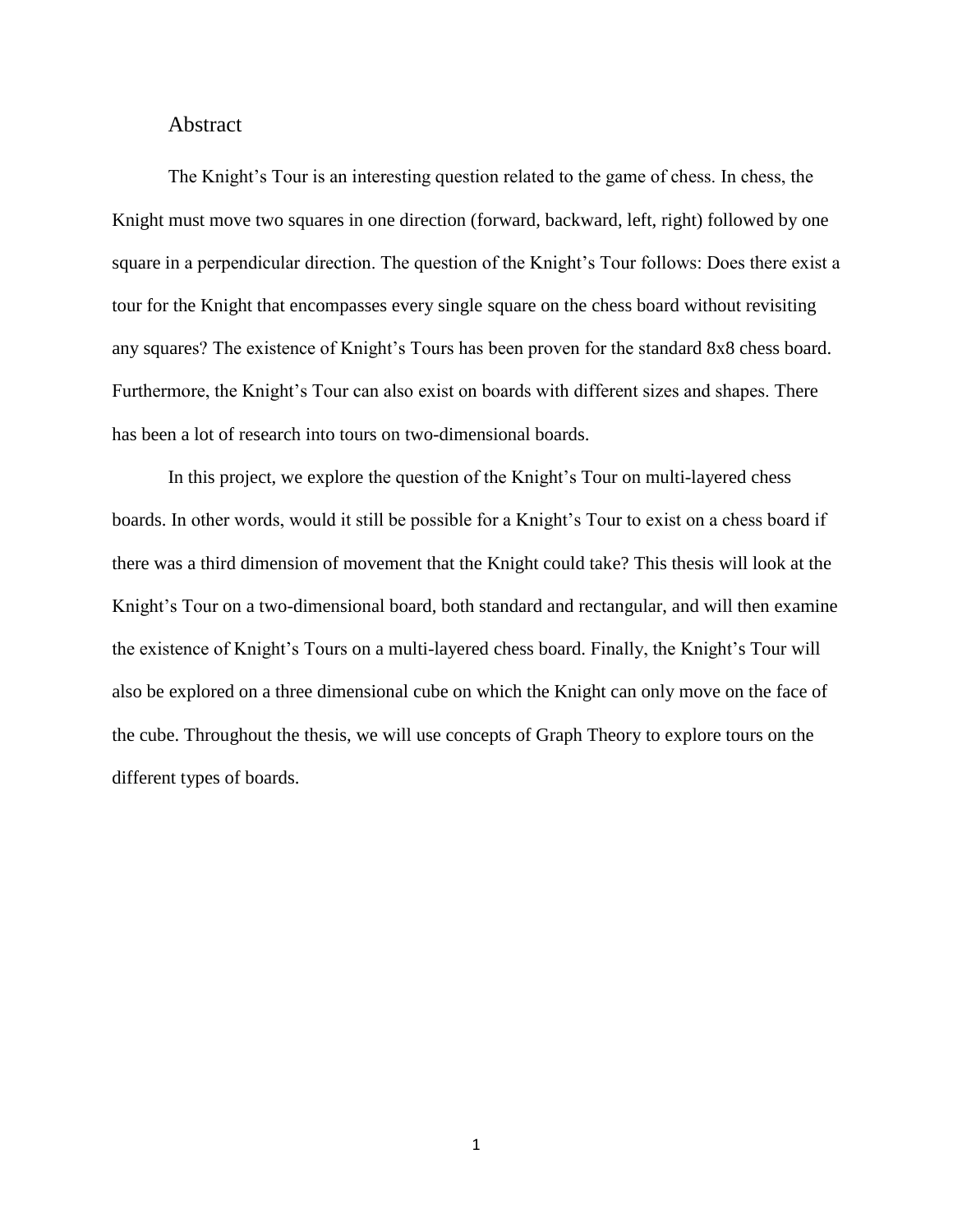# Abstract

The Knight's Tour is an interesting question related to the game of chess. In chess, the Knight must move two squares in one direction (forward, backward, left, right) followed by one square in a perpendicular direction. The question of the Knight's Tour follows: Does there exist a tour for the Knight that encompasses every single square on the chess board without revisiting any squares? The existence of Knight's Tours has been proven for the standard 8x8 chess board. Furthermore, the Knight's Tour can also exist on boards with different sizes and shapes. There has been a lot of research into tours on two-dimensional boards.

In this project, we explore the question of the Knight's Tour on multi-layered chess boards. In other words, would it still be possible for a Knight's Tour to exist on a chess board if there was a third dimension of movement that the Knight could take? This thesis will look at the Knight's Tour on a two-dimensional board, both standard and rectangular, and will then examine the existence of Knight's Tours on a multi-layered chess board. Finally, the Knight's Tour will also be explored on a three dimensional cube on which the Knight can only move on the face of the cube. Throughout the thesis, we will use concepts of Graph Theory to explore tours on the different types of boards.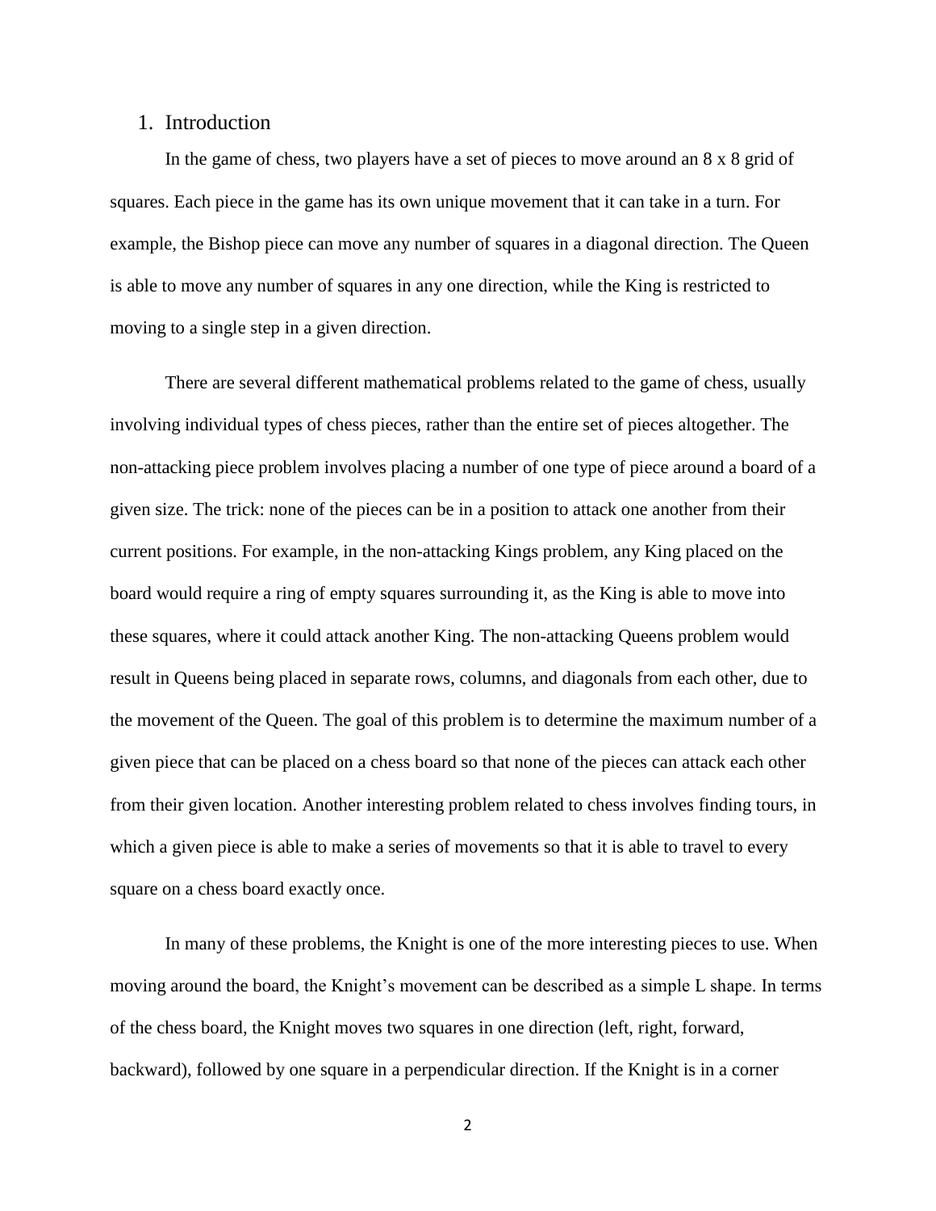## 1. Introduction

In the game of chess, two players have a set of pieces to move around an 8 x 8 grid of squares. Each piece in the game has its own unique movement that it can take in a turn. For example, the Bishop piece can move any number of squares in a diagonal direction. The Queen is able to move any number of squares in any one direction, while the King is restricted to moving to a single step in a given direction.

There are several different mathematical problems related to the game of chess, usually involving individual types of chess pieces, rather than the entire set of pieces altogether. The non-attacking piece problem involves placing a number of one type of piece around a board of a given size. The trick: none of the pieces can be in a position to attack one another from their current positions. For example, in the non-attacking Kings problem, any King placed on the board would require a ring of empty squares surrounding it, as the King is able to move into these squares, where it could attack another King. The non-attacking Queens problem would result in Queens being placed in separate rows, columns, and diagonals from each other, due to the movement of the Queen. The goal of this problem is to determine the maximum number of a given piece that can be placed on a chess board so that none of the pieces can attack each other from their given location. Another interesting problem related to chess involves finding tours, in which a given piece is able to make a series of movements so that it is able to travel to every square on a chess board exactly once.

In many of these problems, the Knight is one of the more interesting pieces to use. When moving around the board, the Knight's movement can be described as a simple L shape. In terms of the chess board, the Knight moves two squares in one direction (left, right, forward, backward), followed by one square in a perpendicular direction. If the Knight is in a corner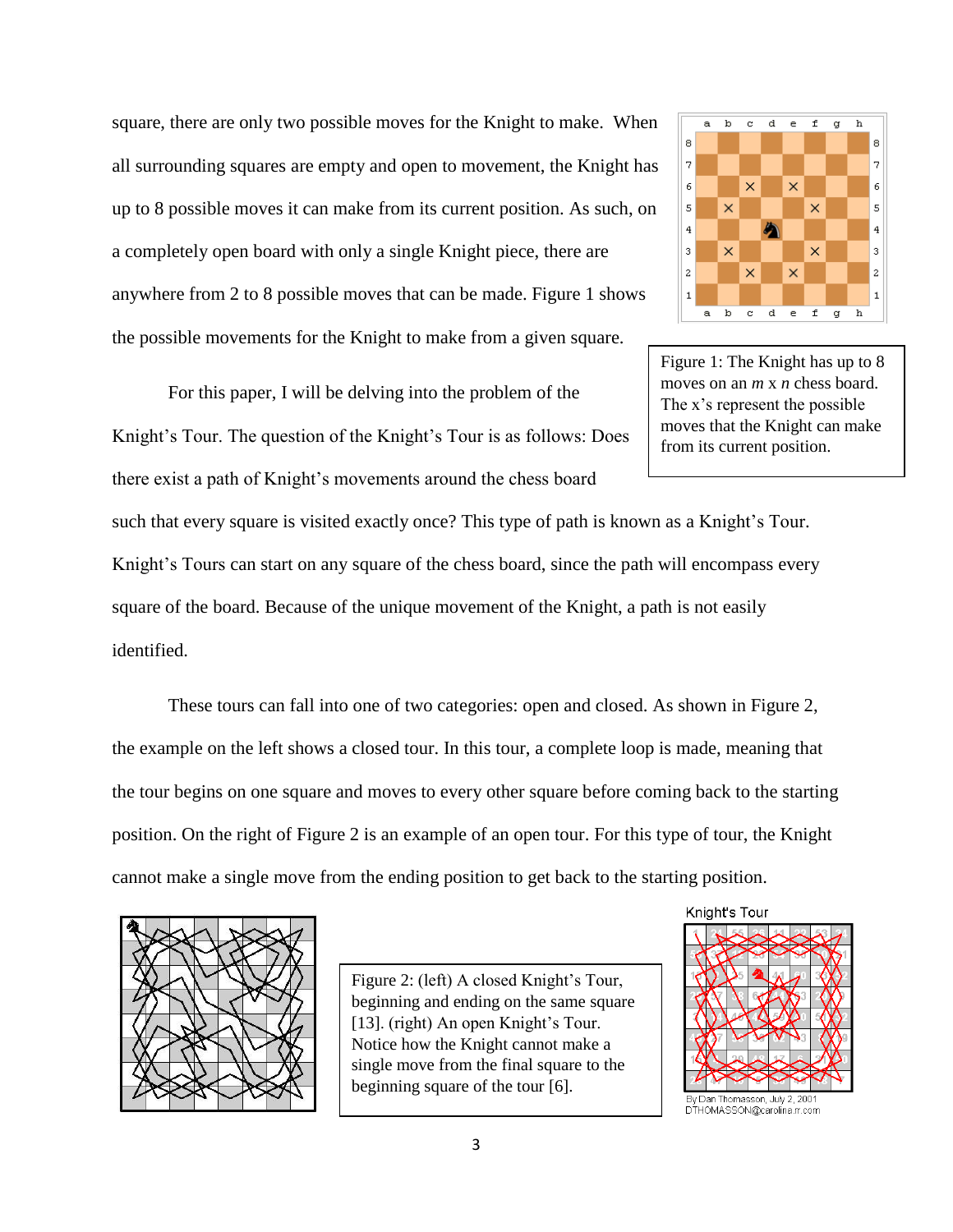square, there are only two possible moves for the Knight to make. When all surrounding squares are empty and open to movement, the Knight has up to 8 possible moves it can make from its current position. As such, on a completely open board with only a single Knight piece, there are anywhere from 2 to 8 possible moves that can be made. Figure 1 shows the possible movements for the Knight to make from a given square.

Figure 1: The Knight has up to 8 moves on an *m* x *n* chess board. The x's represent the possible moves that the Knight can make from its current position.

For this paper, I will be delving into the problem of the Knight's Tour. The question of the Knight's Tour is as follows: Does there exist a path of Knight's movements around the chess board such that every square is visited exactly once? This type of path is known as a Knight's Tour. Knight's Tours can start on any square of the chess board, since the path will encompass every square of the board. Because of the unique movement of the Knight, a path is not easily identified.

These tours can fall into one of two categories: open and closed. As shown in Figure 2, the example on the left shows a closed tour. In this tour, a complete loop is made, meaning that the tour begins on one square and moves to every other square before coming back to the starting position. On the right of Figure 2 is an example of an open tour. For this type of tour, the Knight cannot make a single move from the ending position to get back to the starting position.

Figure 2: (left) A closed Knight's Tour, beginning and ending on the same square [13]. (right) An open Knight's Tour. Notice how the Knight cannot make a single move from the final square to the beginning square of the tour [6].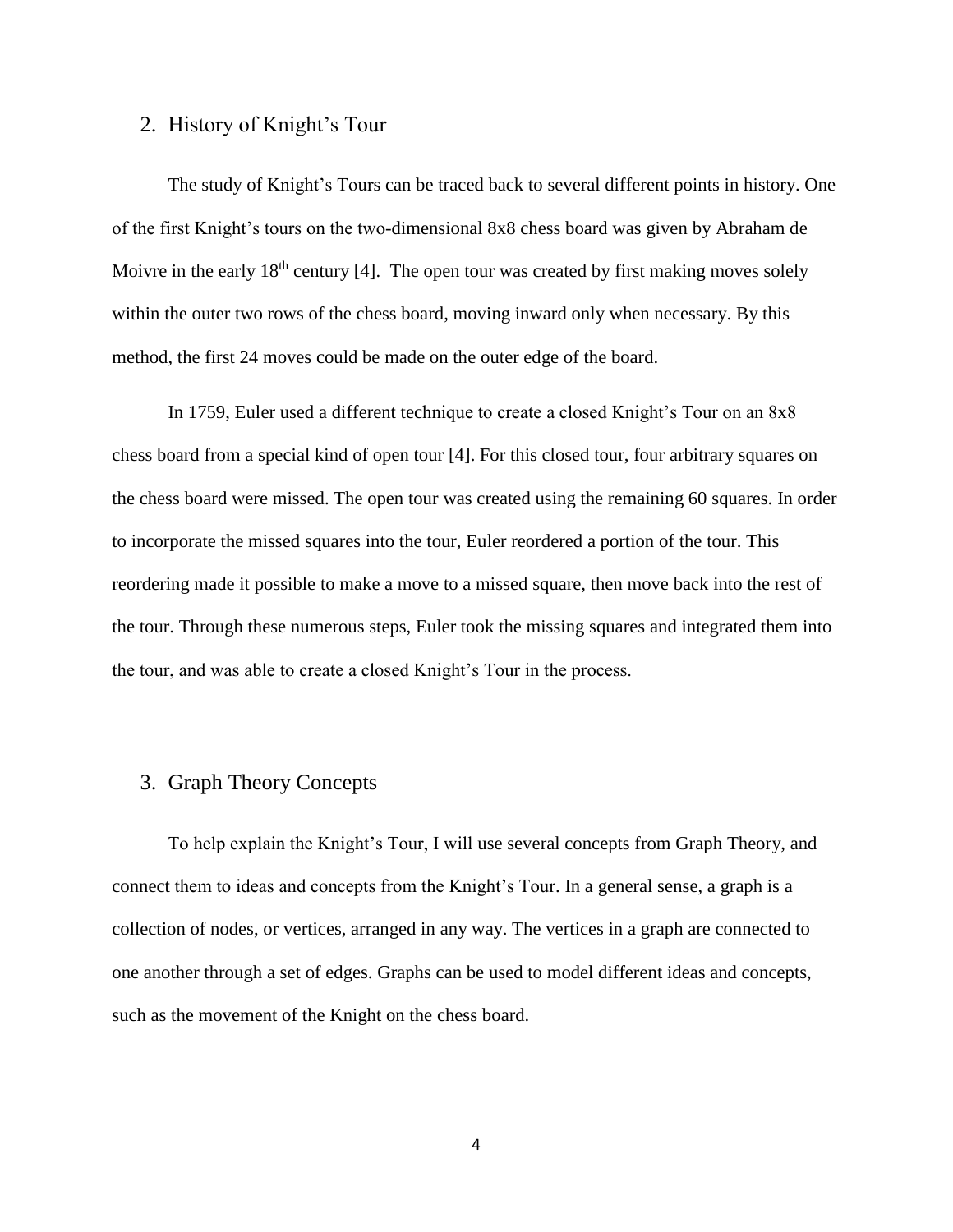## 2. History of Knight's Tour

The study of Knight's Tours can be traced back to several different points in history. One of the first Knight's tours on the two-dimensional 8x8 chess board was given by Abraham de Moivre in the early 18th century [4]. The open tour was created by first making moves solely within the outer two rows of the chess board, moving inward only when necessary. By this method, the first 24 moves could be made on the outer edge of the board.

In 1759, Euler used a different technique to create a closed Knight's Tour on an 8x8 chess board from a special kind of open tour [4]. For this closed tour, four arbitrary squares on the chess board were missed. The open tour was created using the remaining 60 squares. In order to incorporate the missed squares into the tour, Euler reordered a portion of the tour. This reordering made it possible to make a move to a missed square, then move back into the rest of the tour. Through these numerous steps, Euler took the missing squares and integrated them into the tour, and was able to create a closed Knight's Tour in the process.

## 3. Graph Theory Concepts

To help explain the Knight's Tour, I will use several concepts from Graph Theory, and connect them to ideas and concepts from the Knight's Tour. In a general sense, a graph is a collection of nodes, or vertices, arranged in any way. The vertices in a graph are connected to one another through a set of edges. Graphs can be used to model different ideas and concepts, such as the movement of the Knight on the chess board.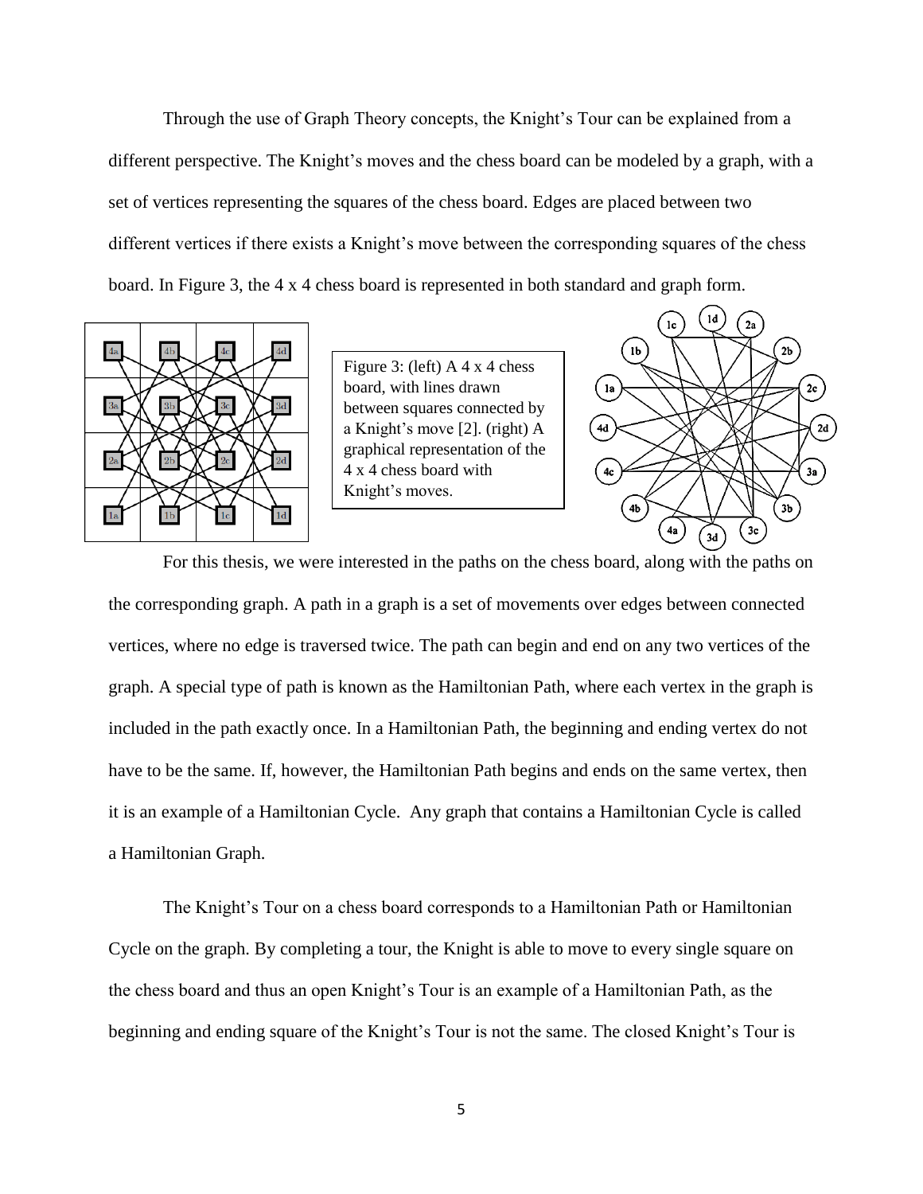Through the use of Graph Theory concepts, the Knight's Tour can be explained from a different perspective. The Knight's moves and the chess board can be modeled by a graph, with a set of vertices representing the squares of the chess board. Edges are placed between two different vertices if there exists a Knight's move between the corresponding squares of the chess board. In Figure 3, the 4 x 4 chess board is represented in both standard and graph form.

Figure 3: (left) A 4 x 4 chess board, with lines drawn between squares connected by a Knight's move [2]. (right) A graphical representation of the 4 x 4 chess board with Knight's moves.

For this thesis, we were interested in the paths on the chess board, along with the paths on the corresponding graph. A path in a graph is a set of movements over edges between connected vertices, where no edge is traversed twice. The path can begin and end on any two vertices of the graph. A special type of path is known as the Hamiltonian Path, where each vertex in the graph is included in the path exactly once. In a Hamiltonian Path, the beginning and ending vertex do not have to be the same. If, however, the Hamiltonian Path begins and ends on the same vertex, then it is an example of a Hamiltonian Cycle. Any graph that contains a Hamiltonian Cycle is called a Hamiltonian Graph.

The Knight's Tour on a chess board corresponds to a Hamiltonian Path or Hamiltonian Cycle on the graph. By completing a tour, the Knight is able to move to every single square on the chess board and thus an open Knight's Tour is an example of a Hamiltonian Path, as the beginning and ending square of the Knight's Tour is not the same. The closed Knight's Tour is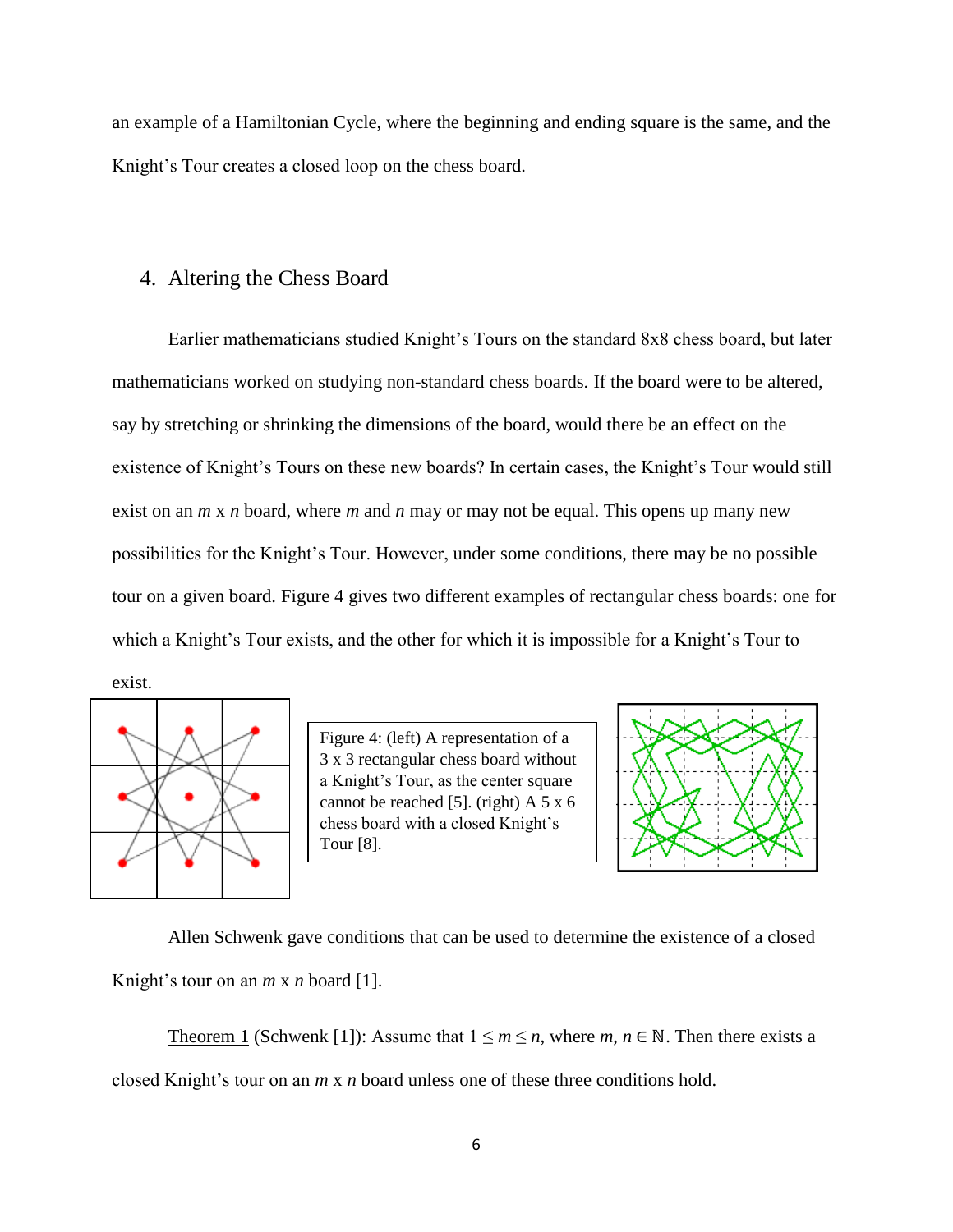an example of a Hamiltonian Cycle, where the beginning and ending square is the same, and the Knight's Tour creates a closed loop on the chess board.

## 4. Altering the Chess Board

Earlier mathematicians studied Knight's Tours on the standard 8x8 chess board, but later mathematicians worked on studying non-standard chess boards. If the board were to be altered, say by stretching or shrinking the dimensions of the board, would there be an effect on the existence of Knight's Tours on these new boards? In certain cases, the Knight's Tour would still exist on an $m$ x $n$ board, where $m$ and $n$ may or may not be equal. This opens up many new possibilities for the Knight's Tour. However, under some conditions, there may be no possible tour on a given board. Figure 4 gives two different examples of rectangular chess boards: one for which a Knight's Tour exists, and the other for which it is impossible for a Knight's Tour to exist.

Figure 4: (left) A representation of a 3 x 3 rectangular chess board without a Knight's Tour, as the center square cannot be reached [5]. (right) A 5 x 6 chess board with a closed Knight's Tour [8].

Allen Schwenk gave conditions that can be used to determine the existence of a closed Knight's tour on an $m$ x $n$ board [1].

Theorem 1 (Schwenk [1]): Assume that $1 \leq m \leq n$, where $m, n \in \mathbb{N}$. Then there exists a closed Knight's tour on an $m$ x $n$ board unless one of these three conditions hold.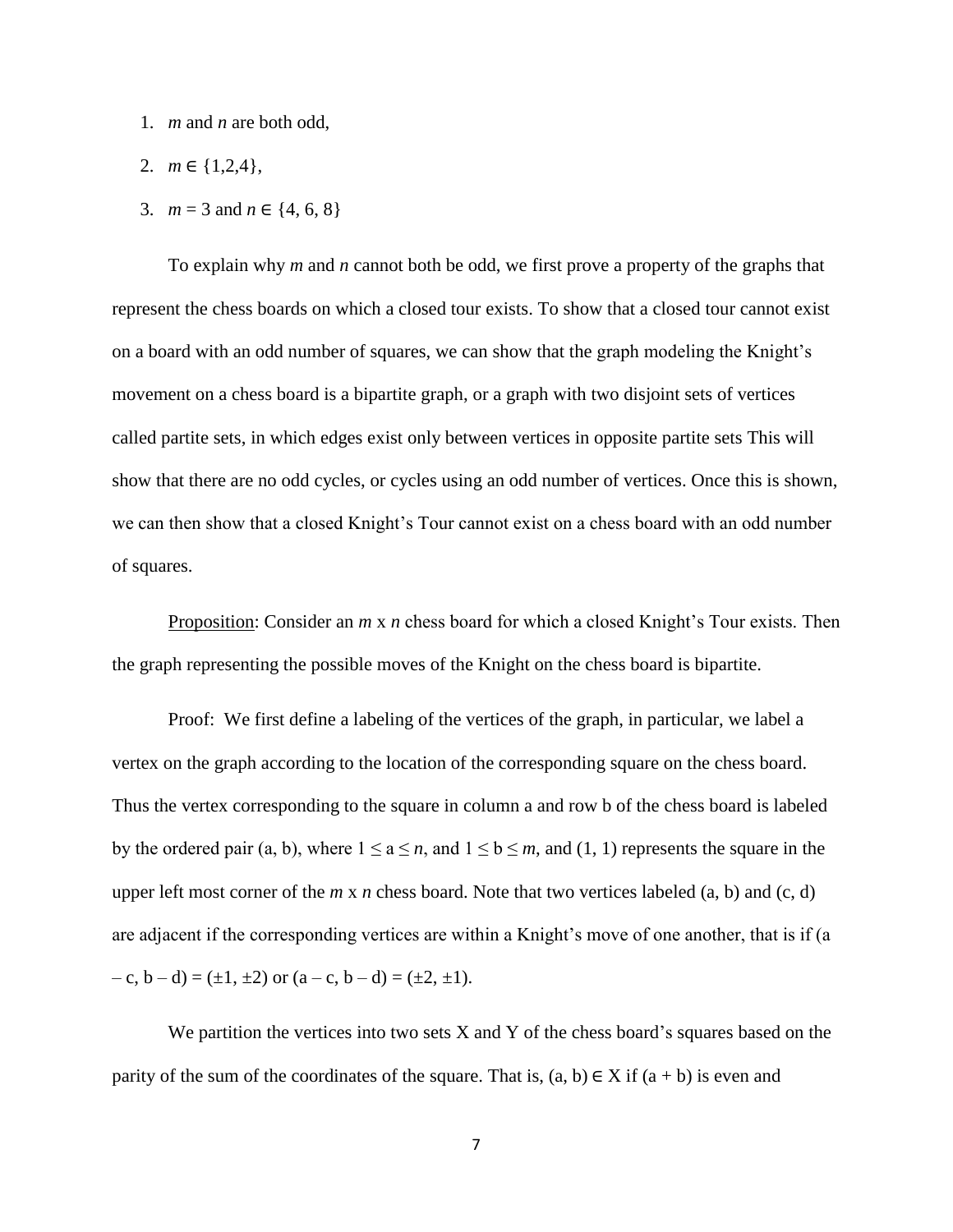1. $m$ and $n$ are both odd,
2. $m \in \{1,2,4\}$,
3. $m = 3$ and $n \in \{4, 6, 8\}$

To explain why $m$ and $n$ cannot both be odd, we first prove a property of the graphs that represent the chess boards on which a closed tour exists. To show that a closed tour cannot exist on a board with an odd number of squares, we can show that the graph modeling the Knight's movement on a chess board is a bipartite graph, or a graph with two disjoint sets of vertices called partite sets, in which edges exist only between vertices in opposite partite sets This will show that there are no odd cycles, or cycles using an odd number of vertices. Once this is shown, we can then show that a closed Knight's Tour cannot exist on a chess board with an odd number of squares.

Proposition: Consider an $m$ x $n$ chess board for which a closed Knight's Tour exists. Then the graph representing the possible moves of the Knight on the chess board is bipartite.

Proof: We first define a labeling of the vertices of the graph, in particular, we label a vertex on the graph according to the location of the corresponding square on the chess board. Thus the vertex corresponding to the square in column a and row b of the chess board is labeled by the ordered pair (a, b), where $1 \leq a \leq n$, and $1 \leq b \leq m$, and (1, 1) represents the square in the upper left most corner of the $m$ x $n$ chess board. Note that two vertices labeled (a, b) and (c, d) are adjacent if the corresponding vertices are within a Knight's move of one another, that is if $(a - c, b - d) = (\pm 1, \pm 2)$ or $(a - c, b - d) = (\pm 2, \pm 1)$.

We partition the vertices into two sets X and Y of the chess board's squares based on the parity of the sum of the coordinates of the square. That is, $(a, b) \in X$ if $(a + b)$ is even and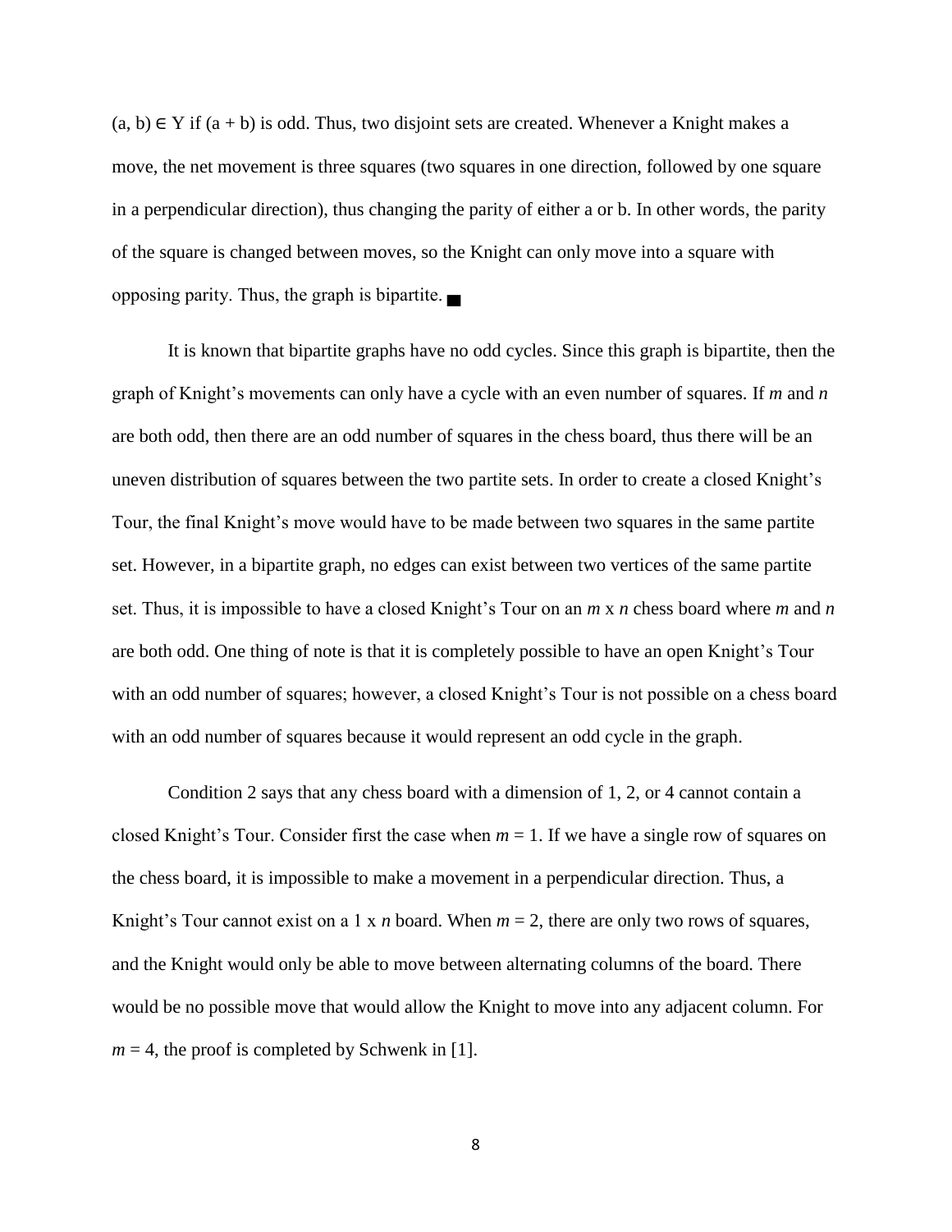$(a, b) \in Y$ if $(a + b)$ is odd. Thus, two disjoint sets are created. Whenever a Knight makes a move, the net movement is three squares (two squares in one direction, followed by one square in a perpendicular direction), thus changing the parity of either a or b. In other words, the parity of the square is changed between moves, so the Knight can only move into a square with opposing parity. Thus, the graph is bipartite. ■

It is known that bipartite graphs have no odd cycles. Since this graph is bipartite, then the graph of Knight's movements can only have a cycle with an even number of squares. If $m$ and $n$ are both odd, then there are an odd number of squares in the chess board, thus there will be an uneven distribution of squares between the two partite sets. In order to create a closed Knight's Tour, the final Knight's move would have to be made between two squares in the same partite set. However, in a bipartite graph, no edges can exist between two vertices of the same partite set. Thus, it is impossible to have a closed Knight's Tour on an $m$ x $n$ chess board where $m$ and $n$ are both odd. One thing of note is that it is completely possible to have an open Knight's Tour with an odd number of squares; however, a closed Knight's Tour is not possible on a chess board with an odd number of squares because it would represent an odd cycle in the graph.

Condition 2 says that any chess board with a dimension of 1, 2, or 4 cannot contain a closed Knight's Tour. Consider first the case when $m = 1$. If we have a single row of squares on the chess board, it is impossible to make a movement in a perpendicular direction. Thus, a Knight's Tour cannot exist on a 1 x $n$ board. When $m = 2$, there are only two rows of squares, and the Knight would only be able to move between alternating columns of the board. There would be no possible move that would allow the Knight to move into any adjacent column. For $m = 4$, the proof is completed by Schwenk in [1].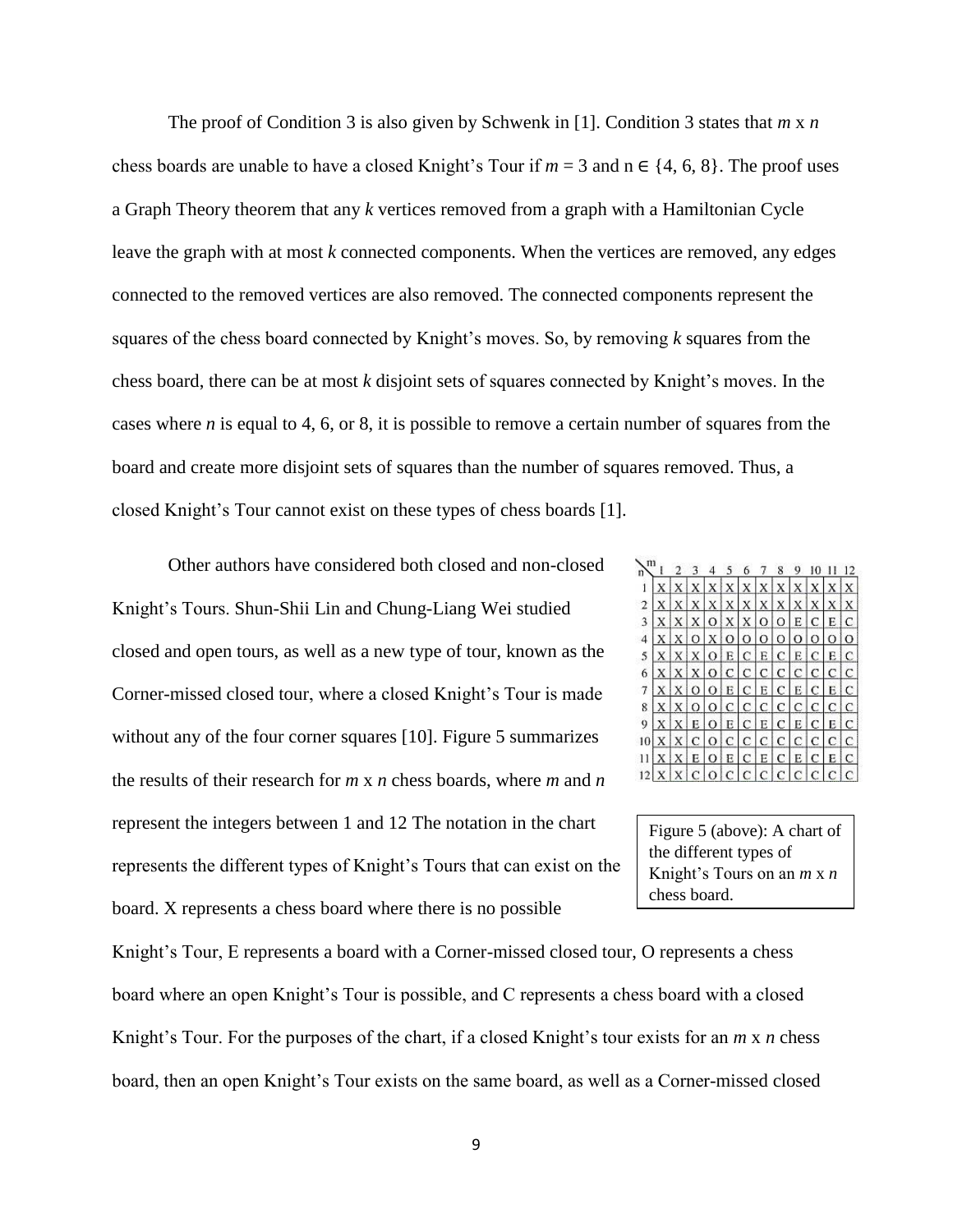The proof of Condition 3 is also given by Schwenk in [1]. Condition 3 states that *m* x *n* chess boards are unable to have a closed Knight's Tour if $m = 3$ and $n \in \{4, 6, 8\}$. The proof uses a Graph Theory theorem that any *k* vertices removed from a graph with a Hamiltonian Cycle leave the graph with at most *k* connected components. When the vertices are removed, any edges connected to the removed vertices are also removed. The connected components represent the squares of the chess board connected by Knight's moves. So, by removing *k* squares from the chess board, there can be at most *k* disjoint sets of squares connected by Knight's moves. In the cases where *n* is equal to 4, 6, or 8, it is possible to remove a certain number of squares from the board and create more disjoint sets of squares than the number of squares removed. Thus, a closed Knight's Tour cannot exist on these types of chess boards [1].

Other authors have considered both closed and non-closed Knight's Tours. Shun-Shii Lin and Chung-Liang Wei studied closed and open tours, as well as a new type of tour, known as the Corner-missed closed tour, where a closed Knight's Tour is made without any of the four corner squares [10]. Figure 5 summarizes the results of their research for *m* x *n* chess boards, where *m* and *n* represent the integers between 1 and 12 The notation in the chart represents the different types of Knight's Tours that can exist on the board. X represents a chess board where there is no possible Knight's Tour, E represents a board with a Corner-missed closed tour, O represents a chess board where an open Knight's Tour is possible, and C represents a chess board with a closed Knight's Tour. For the purposes of the chart, if a closed Knight's tour exists for an *m* x *n* chess board, then an open Knight's Tour exists on the same board, as well as a Corner-missed closed

| n \ m | 1 | 2 | 3 | 4 | 5 | 6 | 7 | 8 | 9 | 10 | 11 | 12 |
|---|---|---|---|---|---|---|---|---|---|---|---|---|
| 1 | X | X | X | X | X | X | X | X | X | X | X | X |
| 2 | X | X | X | X | X | X | X | X | X | X | X | X |
| 3 | X | X | X | O | X | X | O | O | E | C | E | C |
| 4 | X | X | O | X | O | O | O | O | O | O | O | O |
| 5 | X | X | X | O | E | C | E | C | E | C | E | C |
| 6 | X | X | X | O | C | C | C | C | C | C | C | C |
| 7 | X | X | O | O | E | C | E | C | E | C | E | C |
| 8 | X | X | O | O | C | C | C | C | C | C | C | C |
| 9 | X | X | E | O | E | C | E | C | E | C | E | C |
| 10 | X | X | C | O | C | C | C | C | C | C | C | C |
| 11 | X | X | E | O | E | C | E | C | E | C | E | C |
| 12 | X | X | C | O | C | C | C | C | C | C | C | C |

Figure 5 (above): A chart of the different types of Knight's Tours on an *m* x *n* chess board.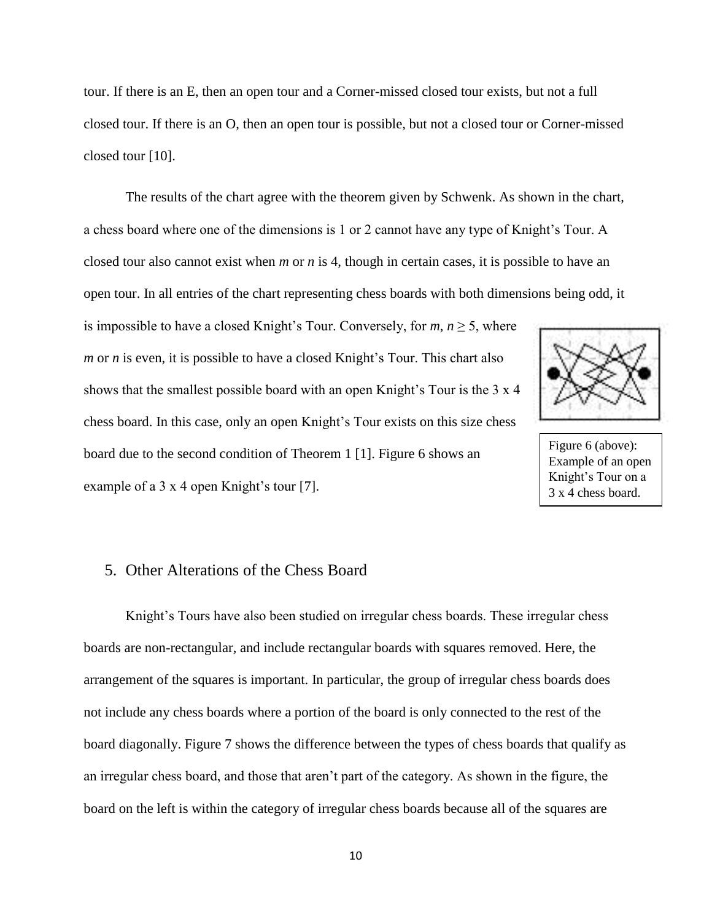tour. If there is an E, then an open tour and a Corner-missed closed tour exists, but not a full closed tour. If there is an O, then an open tour is possible, but not a closed tour or Corner-missed closed tour [10].

The results of the chart agree with the theorem given by Schwenk. As shown in the chart, a chess board where one of the dimensions is 1 or 2 cannot have any type of Knight's Tour. A closed tour also cannot exist when *m* or *n* is 4, though in certain cases, it is possible to have an open tour. In all entries of the chart representing chess boards with both dimensions being odd, it is impossible to have a closed Knight's Tour. Conversely, for $m, n \geq 5$, where *m* or *n* is even, it is possible to have a closed Knight's Tour. This chart also shows that the smallest possible board with an open Knight's Tour is the 3 x 4 chess board. In this case, only an open Knight's Tour exists on this size chess board due to the second condition of Theorem 1 [1]. Figure 6 shows an example of a 3 x 4 open Knight's tour [7].

Figure 6 (above): Example of an open Knight's Tour on a 3 x 4 chess board.

## 5. Other Alterations of the Chess Board

Knight's Tours have also been studied on irregular chess boards. These irregular chess boards are non-rectangular, and include rectangular boards with squares removed. Here, the arrangement of the squares is important. In particular, the group of irregular chess boards does not include any chess boards where a portion of the board is only connected to the rest of the board diagonally. Figure 7 shows the difference between the types of chess boards that qualify as an irregular chess board, and those that aren't part of the category. As shown in the figure, the board on the left is within the category of irregular chess boards because all of the squares are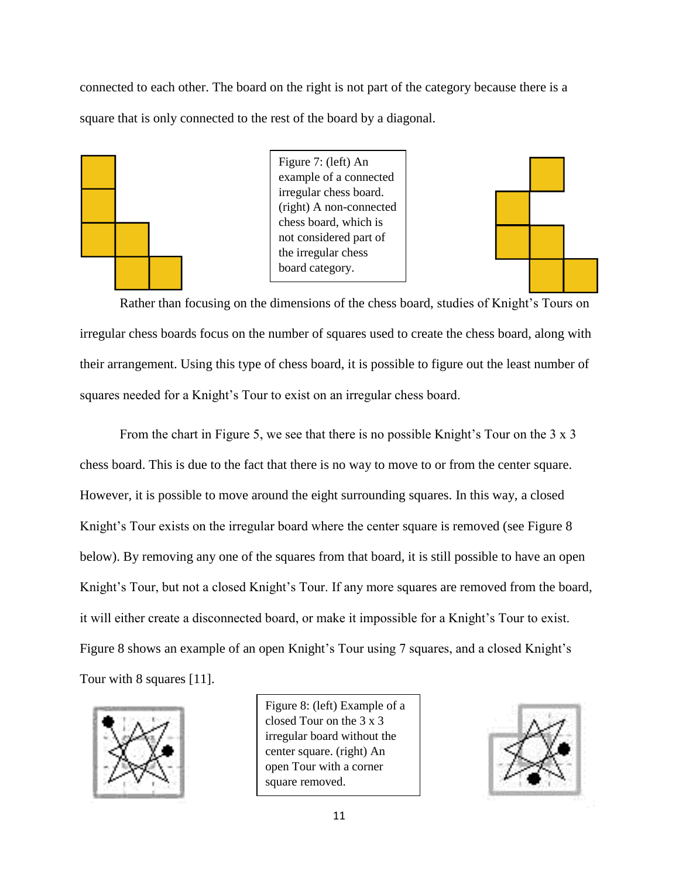connected to each other. The board on the right is not part of the category because there is a square that is only connected to the rest of the board by a diagonal.

Figure 7: (left) An example of a connected irregular chess board. (right) A non-connected chess board, which is not considered part of the irregular chess board category.

Rather than focusing on the dimensions of the chess board, studies of Knight's Tours on irregular chess boards focus on the number of squares used to create the chess board, along with their arrangement. Using this type of chess board, it is possible to figure out the least number of squares needed for a Knight's Tour to exist on an irregular chess board.

From the chart in Figure 5, we see that there is no possible Knight's Tour on the 3 x 3 chess board. This is due to the fact that there is no way to move to or from the center square. However, it is possible to move around the eight surrounding squares. In this way, a closed Knight's Tour exists on the irregular board where the center square is removed (see Figure 8 below). By removing any one of the squares from that board, it is still possible to have an open Knight's Tour, but not a closed Knight's Tour. If any more squares are removed from the board, it will either create a disconnected board, or make it impossible for a Knight's Tour to exist. Figure 8 shows an example of an open Knight's Tour using 7 squares, and a closed Knight's Tour with 8 squares [11].

Figure 8: (left) Example of a closed Tour on the 3 x 3 irregular board without the center square. (right) An open Tour with a corner square removed.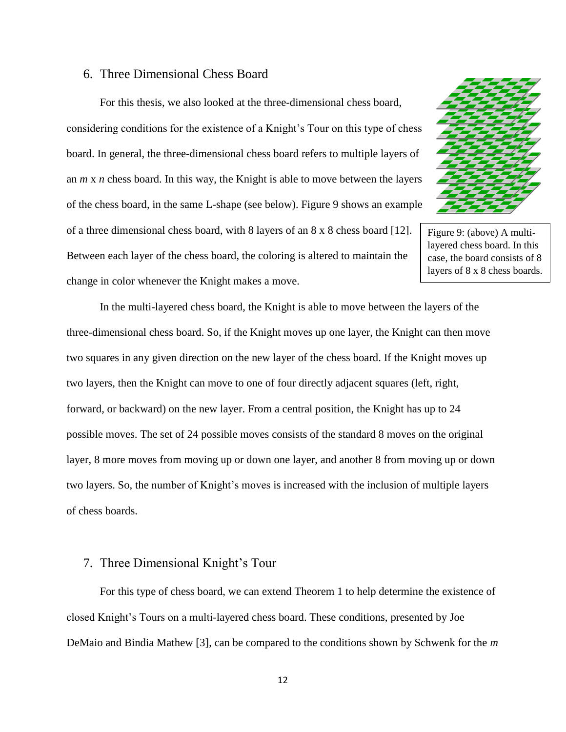## 6. Three Dimensional Chess Board

For this thesis, we also looked at the three-dimensional chess board, considering conditions for the existence of a Knight's Tour on this type of chess board. In general, the three-dimensional chess board refers to multiple layers of an *m* x *n* chess board. In this way, the Knight is able to move between the layers of the chess board, in the same L-shape (see below). Figure 9 shows an example of a three dimensional chess board, with 8 layers of an 8 x 8 chess board [12]. Between each layer of the chess board, the coloring is altered to maintain the change in color whenever the Knight makes a move.

Figure 9: (above) A multi-layered chess board. In this case, the board consists of 8 layers of 8 x 8 chess boards.

In the multi-layered chess board, the Knight is able to move between the layers of the three-dimensional chess board. So, if the Knight moves up one layer, the Knight can then move two squares in any given direction on the new layer of the chess board. If the Knight moves up two layers, then the Knight can move to one of four directly adjacent squares (left, right, forward, or backward) on the new layer. From a central position, the Knight has up to 24 possible moves. The set of 24 possible moves consists of the standard 8 moves on the original layer, 8 more moves from moving up or down one layer, and another 8 from moving up or down two layers. So, the number of Knight's moves is increased with the inclusion of multiple layers of chess boards.

## 7. Three Dimensional Knight's Tour

For this type of chess board, we can extend Theorem 1 to help determine the existence of closed Knight's Tours on a multi-layered chess board. These conditions, presented by Joe DeMaio and Bindia Mathew [3], can be compared to the conditions shown by Schwenk for the *m*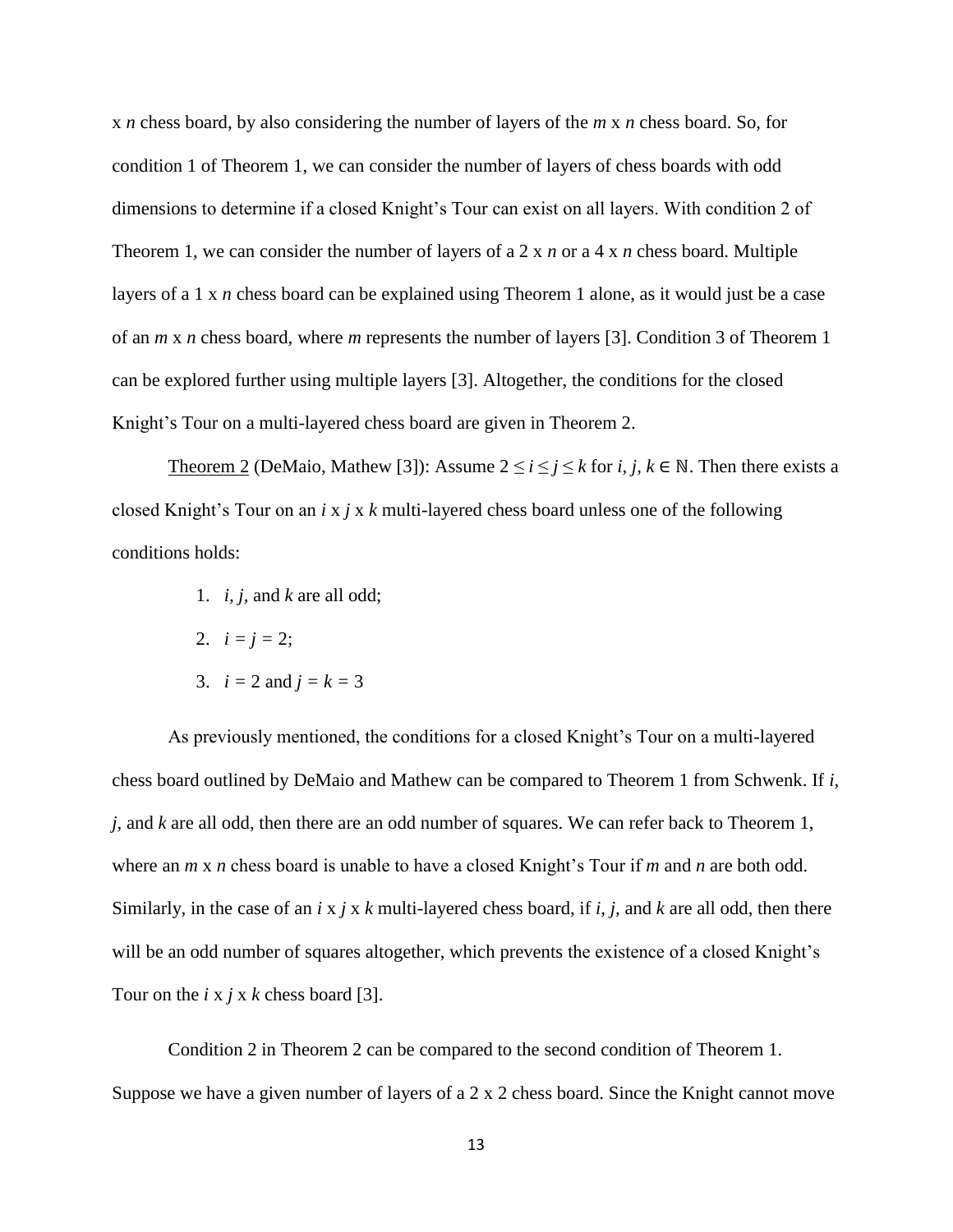x $n$ chess board, by also considering the number of layers of the $m$ x $n$ chess board. So, for condition 1 of Theorem 1, we can consider the number of layers of chess boards with odd dimensions to determine if a closed Knight's Tour can exist on all layers. With condition 2 of Theorem 1, we can consider the number of layers of a 2 x $n$ or a 4 x $n$ chess board. Multiple layers of a 1 x $n$ chess board can be explained using Theorem 1 alone, as it would just be a case of an $m$ x $n$ chess board, where $m$ represents the number of layers [3]. Condition 3 of Theorem 1 can be explored further using multiple layers [3]. Altogether, the conditions for the closed Knight's Tour on a multi-layered chess board are given in Theorem 2.

Theorem 2 (DeMaio, Mathew [3]): Assume $2 \leq i \leq j \leq k$ for $i, j, k \in \mathbb{N}$. Then there exists a closed Knight's Tour on an $i$ x $j$ x $k$ multi-layered chess board unless one of the following conditions holds:

1. $i$, $j$, and $k$ are all odd;
2. $i = j = 2$;
3. $i = 2$ and $j = k = 3$

As previously mentioned, the conditions for a closed Knight's Tour on a multi-layered chess board outlined by DeMaio and Mathew can be compared to Theorem 1 from Schwenk. If $i$, $j$, and $k$ are all odd, then there are an odd number of squares. We can refer back to Theorem 1, where an $m$ x $n$ chess board is unable to have a closed Knight's Tour if $m$ and $n$ are both odd. Similarly, in the case of an $i$ x $j$ x $k$ multi-layered chess board, if $i$, $j$, and $k$ are all odd, then there will be an odd number of squares altogether, which prevents the existence of a closed Knight's Tour on the $i$ x $j$ x $k$ chess board [3].

Condition 2 in Theorem 2 can be compared to the second condition of Theorem 1. Suppose we have a given number of layers of a 2 x 2 chess board. Since the Knight cannot move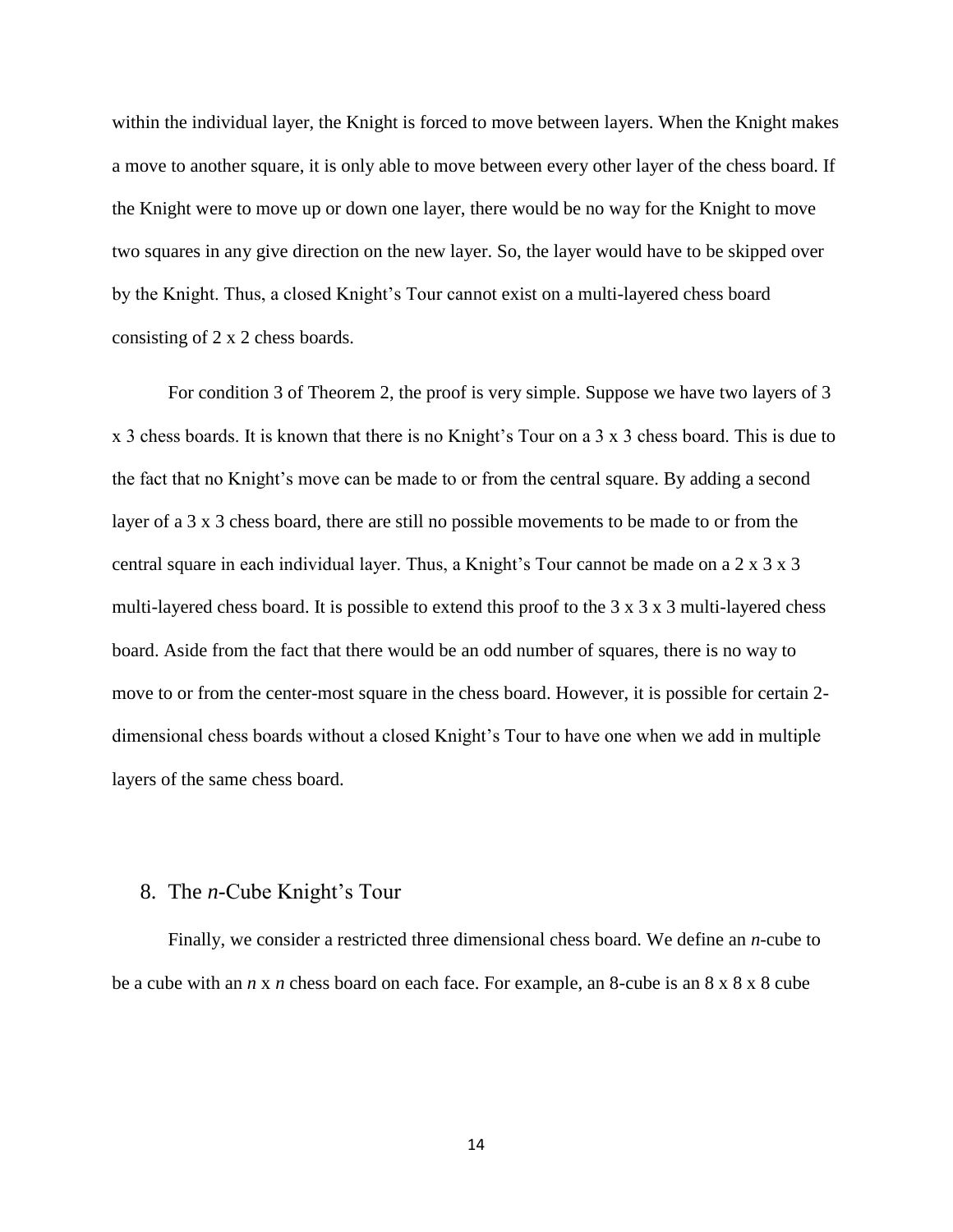within the individual layer, the Knight is forced to move between layers. When the Knight makes a move to another square, it is only able to move between every other layer of the chess board. If the Knight were to move up or down one layer, there would be no way for the Knight to move two squares in any give direction on the new layer. So, the layer would have to be skipped over by the Knight. Thus, a closed Knight's Tour cannot exist on a multi-layered chess board consisting of 2 x 2 chess boards.

For condition 3 of Theorem 2, the proof is very simple. Suppose we have two layers of 3 x 3 chess boards. It is known that there is no Knight's Tour on a 3 x 3 chess board. This is due to the fact that no Knight's move can be made to or from the central square. By adding a second layer of a 3 x 3 chess board, there are still no possible movements to be made to or from the central square in each individual layer. Thus, a Knight's Tour cannot be made on a 2 x 3 x 3 multi-layered chess board. It is possible to extend this proof to the 3 x 3 x 3 multi-layered chess board. Aside from the fact that there would be an odd number of squares, there is no way to move to or from the center-most square in the chess board. However, it is possible for certain 2-dimensional chess boards without a closed Knight's Tour to have one when we add in multiple layers of the same chess board.

## 8. The *n*-Cube Knight's Tour

Finally, we consider a restricted three dimensional chess board. We define an *n*-cube to be a cube with an *n* x *n* chess board on each face. For example, an 8-cube is an 8 x 8 x 8 cube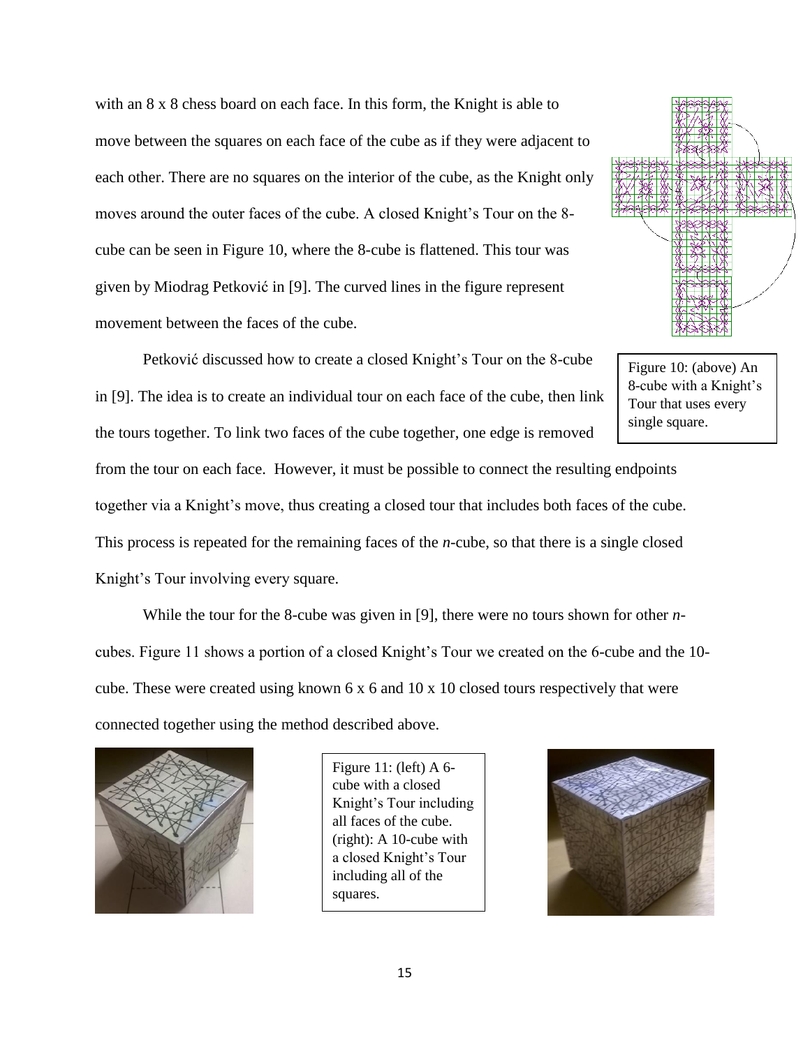with an 8 x 8 chess board on each face. In this form, the Knight is able to move between the squares on each face of the cube as if they were adjacent to each other. There are no squares on the interior of the cube, as the Knight only moves around the outer faces of the cube. A closed Knight's Tour on the 8-cube can be seen in Figure 10, where the 8-cube is flattened. This tour was given by Miodrag Petković in [9]. The curved lines in the figure represent movement between the faces of the cube.

Figure 10: (above) An 8-cube with a Knight's Tour that uses every single square.

Petković discussed how to create a closed Knight's Tour on the 8-cube in [9]. The idea is to create an individual tour on each face of the cube, then link the tours together. To link two faces of the cube together, one edge is removed from the tour on each face. However, it must be possible to connect the resulting endpoints together via a Knight's move, thus creating a closed tour that includes both faces of the cube. This process is repeated for the remaining faces of the *n*-cube, so that there is a single closed Knight's Tour involving every square.

While the tour for the 8-cube was given in [9], there were no tours shown for other *n*-cubes. Figure 11 shows a portion of a closed Knight's Tour we created on the 6-cube and the 10-cube. These were created using known 6 x 6 and 10 x 10 closed tours respectively that were connected together using the method described above.

Figure 11: (left) A 6-cube with a closed Knight's Tour including all faces of the cube. (right): A 10-cube with a closed Knight's Tour including all of the squares.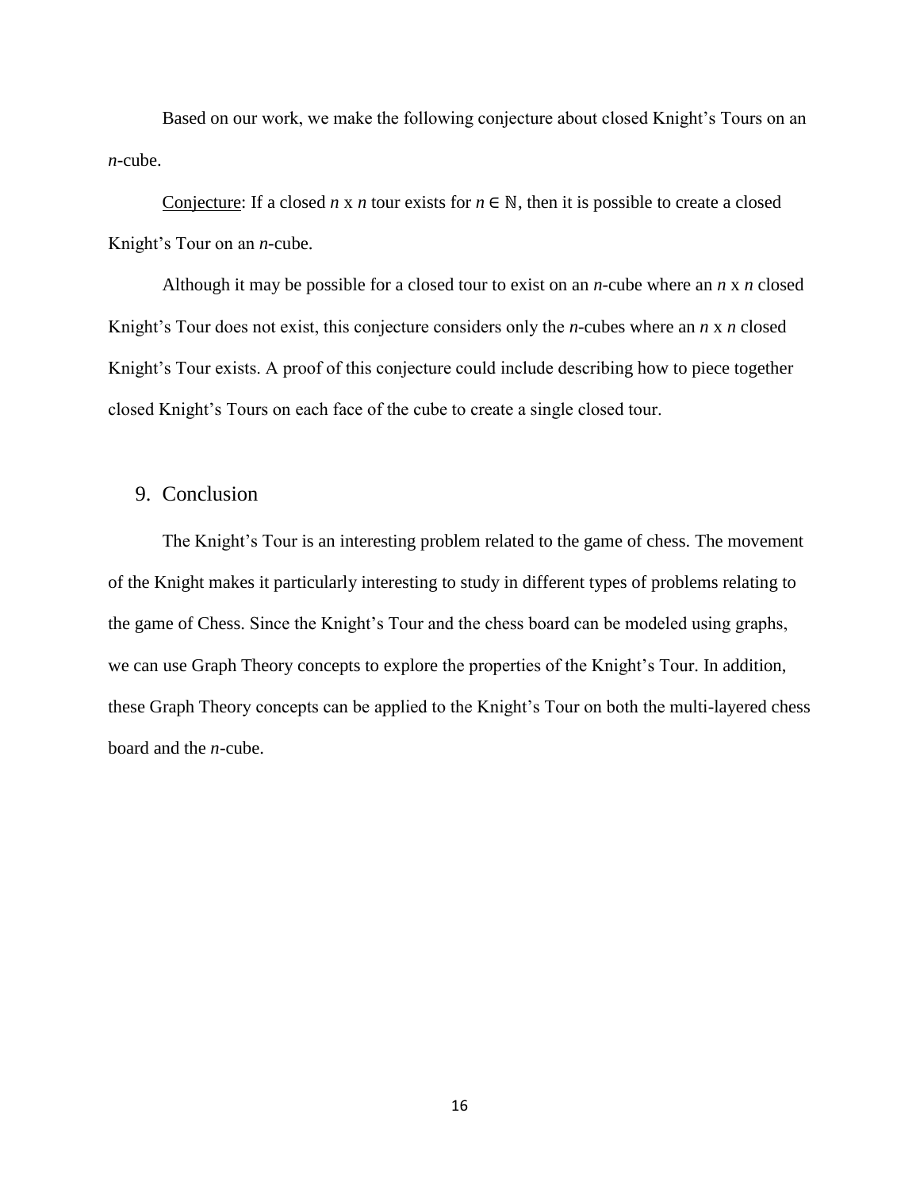Based on our work, we make the following conjecture about closed Knight's Tours on an *n*-cube.

Conjecture: If a closed $n$ x $n$ tour exists for $n \in \mathbb{N}$, then it is possible to create a closed Knight's Tour on an *n*-cube.

Although it may be possible for a closed tour to exist on an *n*-cube where an $n$ x $n$ closed Knight's Tour does not exist, this conjecture considers only the *n*-cubes where an $n$ x $n$ closed Knight's Tour exists. A proof of this conjecture could include describing how to piece together closed Knight's Tours on each face of the cube to create a single closed tour.

## 9. Conclusion

The Knight's Tour is an interesting problem related to the game of chess. The movement of the Knight makes it particularly interesting to study in different types of problems relating to the game of Chess. Since the Knight's Tour and the chess board can be modeled using graphs, we can use Graph Theory concepts to explore the properties of the Knight's Tour. In addition, these Graph Theory concepts can be applied to the Knight's Tour on both the multi-layered chess board and the *n*-cube.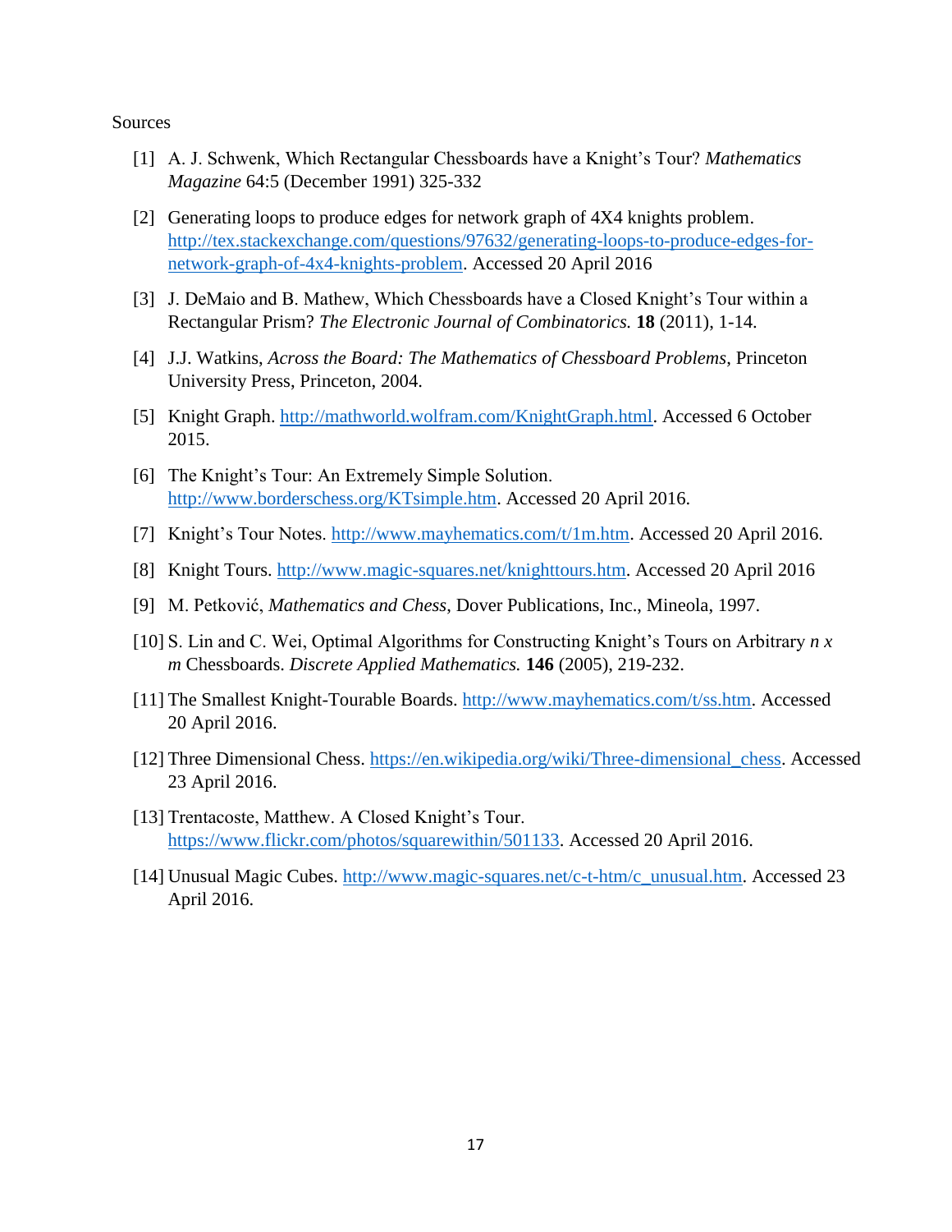Sources

[1] A. J. Schwenk, Which Rectangular Chessboards have a Knight's Tour? *Mathematics Magazine* 64:5 (December 1991) 325-332

[2] Generating loops to produce edges for network graph of 4X4 knights problem. http://tex.stackexchange.com/questions/97632/generating-loops-to-produce-edges-for-network-graph-of-4x4-knights-problem. Accessed 20 April 2016

[3] J. DeMaio and B. Mathew, Which Chessboards have a Closed Knight's Tour within a Rectangular Prism? *The Electronic Journal of Combinatorics.* **18** (2011), 1-14.

[4] J.J. Watkins, *Across the Board: The Mathematics of Chessboard Problems*, Princeton University Press, Princeton, 2004.

[5] Knight Graph. http://mathworld.wolfram.com/KnightGraph.html. Accessed 6 October 2015.

[6] The Knight's Tour: An Extremely Simple Solution. http://www.borderschess.org/KTsimple.htm. Accessed 20 April 2016.

[7] Knight's Tour Notes. http://www.mayhematics.com/t/1m.htm. Accessed 20 April 2016.

[8] Knight Tours. http://www.magic-squares.net/knighttours.htm. Accessed 20 April 2016

[9] M. Petković, *Mathematics and Chess*, Dover Publications, Inc., Mineola, 1997.

[10] S. Lin and C. Wei, Optimal Algorithms for Constructing Knight's Tours on Arbitrary *n x m* Chessboards. *Discrete Applied Mathematics.* **146** (2005), 219-232.

[11] The Smallest Knight-Tourable Boards. http://www.mayhematics.com/t/ss.htm. Accessed 20 April 2016.

[12] Three Dimensional Chess. https://en.wikipedia.org/wiki/Three-dimensional_chess. Accessed 23 April 2016.

[13] Trentacoste, Matthew. A Closed Knight's Tour. https://www.flickr.com/photos/squarewithin/501133. Accessed 20 April 2016.

[14] Unusual Magic Cubes. http://www.magic-squares.net/c-t-htm/c_unusual.htm. Accessed 23 April 2016.